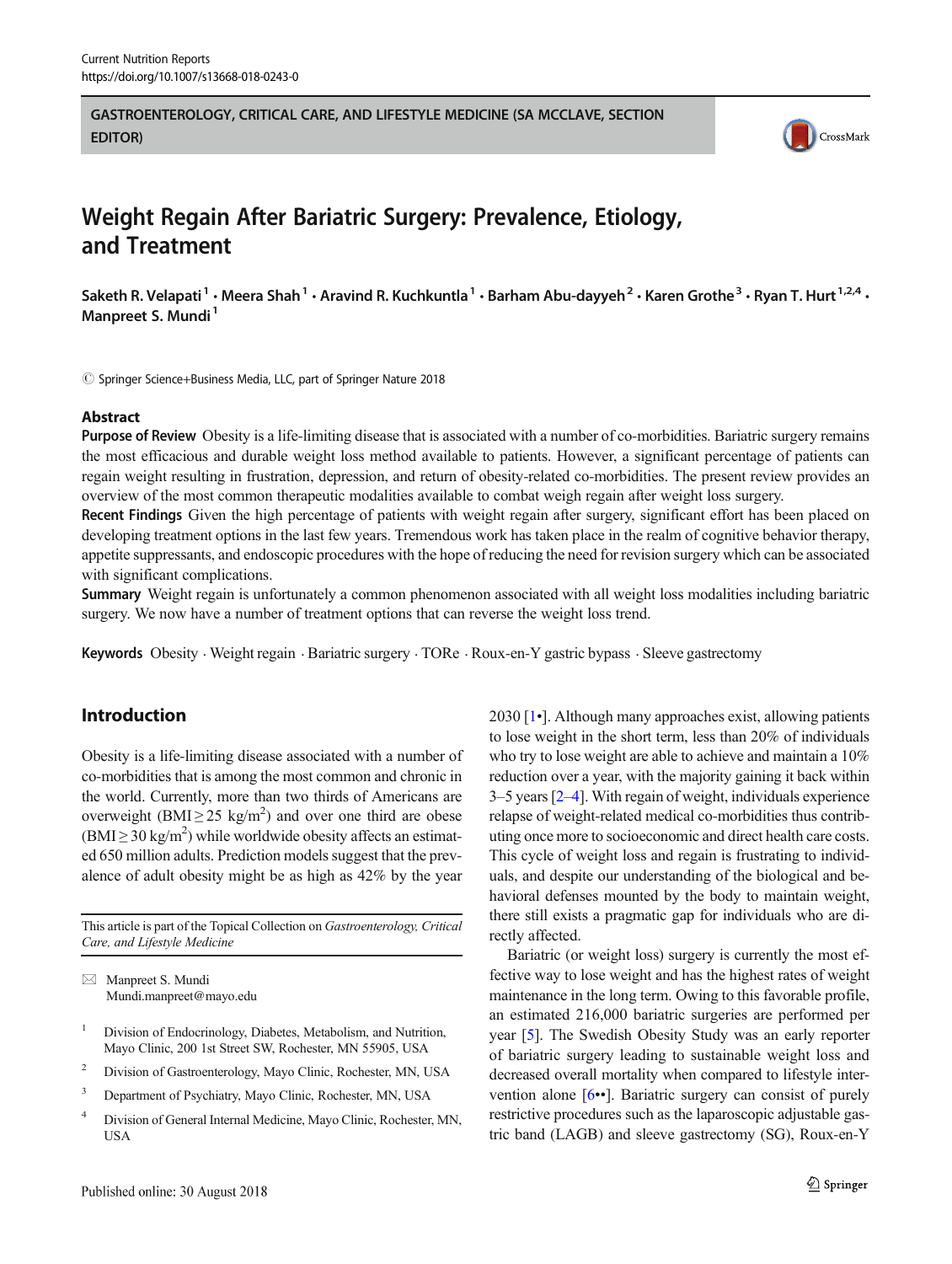GASTROENTEROLOGY, CRITICAL CARE, AND LIFESTYLE MEDICINE (SA MCCLAVE, SECTION EDITOR)

# Weight Regain After Bariatric Surgery: Prevalence, Etiology, and Treatment

Saketh R. Velapati[1] · Meera Shah[1] · Aravind R. Kuchkuntla[1] · Barham Abu-dayyeh[2] · Karen Grothe[3] · Ryan T. Hurt[1,2,4] · Manpreet S. Mundi[1]

© Springer Science+Business Media, LLC, part of Springer Nature 2018

## Abstract

**Purpose of Review** Obesity is a life-limiting disease that is associated with a number of co-morbidities. Bariatric surgery remains the most efficacious and durable weight loss method available to patients. However, a significant percentage of patients can regain weight resulting in frustration, depression, and return of obesity-related co-morbidities. The present review provides an overview of the most common therapeutic modalities available to combat weigh regain after weight loss surgery.

**Recent Findings** Given the high percentage of patients with weight regain after surgery, significant effort has been placed on developing treatment options in the last few years. Tremendous work has taken place in the realm of cognitive behavior therapy, appetite suppressants, and endoscopic procedures with the hope of reducing the need for revision surgery which can be associated with significant complications.

**Summary** Weight regain is unfortunately a common phenomenon associated with all weight loss modalities including bariatric surgery. We now have a number of treatment options that can reverse the weight loss trend.

**Keywords** Obesity · Weight regain · Bariatric surgery · TORe · Roux-en-Y gastric bypass · Sleeve gastrectomy

## Introduction

Obesity is a life-limiting disease associated with a number of co-morbidities that is among the most common and chronic in the world. Currently, more than two thirds of Americans are overweight (BMI ≥ 25 kg/m$^2$) and over one third are obese (BMI ≥ 30 kg/m$^2$) while worldwide obesity affects an estimated 650 million adults. Prediction models suggest that the prevalence of adult obesity might be as high as 42% by the year 2030 [1•]. Although many approaches exist, allowing patients to lose weight in the short term, less than 20% of individuals who try to lose weight are able to achieve and maintain a 10% reduction over a year, with the majority gaining it back within 3–5 years [2–4]. With regain of weight, individuals experience relapse of weight-related medical co-morbidities thus contributing once more to socioeconomic and direct health care costs. This cycle of weight loss and regain is frustrating to individuals, and despite our understanding of the biological and behavioral defenses mounted by the body to maintain weight, there still exists a pragmatic gap for individuals who are directly affected.

Bariatric (or weight loss) surgery is currently the most effective way to lose weight and has the highest rates of weight maintenance in the long term. Owing to this favorable profile, an estimated 216,000 bariatric surgeries are performed per year [5]. The Swedish Obesity Study was an early reporter of bariatric surgery leading to sustainable weight loss and decreased overall mortality when compared to lifestyle intervention alone [6••]. Bariatric surgery can consist of purely restrictive procedures such as the laparoscopic adjustable gastric band (LAGB) and sleeve gastrectomy (SG), Roux-en-Y

This article is part of the Topical Collection on *Gastroenterology, Critical Care, and Lifestyle Medicine*

✉ Manpreet S. Mundi
Mundi.manpreet@mayo.edu

1. Division of Endocrinology, Diabetes, Metabolism, and Nutrition, Mayo Clinic, 200 1st Street SW, Rochester, MN 55905, USA
2. Division of Gastroenterology, Mayo Clinic, Rochester, MN, USA
3. Department of Psychiatry, Mayo Clinic, Rochester, MN, USA
4. Division of General Internal Medicine, Mayo Clinic, Rochester, MN, USA

Published online: 30 August 2018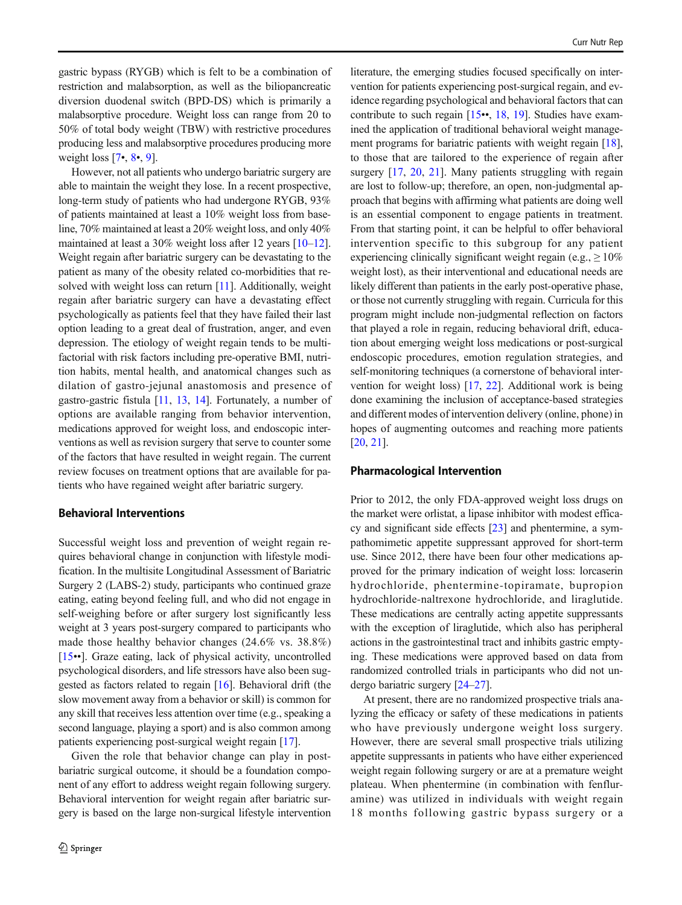gastric bypass (RYGB) which is felt to be a combination of restriction and malabsorption, as well as the biliopancreatic diversion duodenal switch (BPD-DS) which is primarily a malabsorptive procedure. Weight loss can range from 20 to 50% of total body weight (TBW) with restrictive procedures producing less and malabsorptive procedures producing more weight loss [7•, 8•, 9].

However, not all patients who undergo bariatric surgery are able to maintain the weight they lose. In a recent prospective, long-term study of patients who had undergone RYGB, 93% of patients maintained at least a 10% weight loss from baseline, 70% maintained at least a 20% weight loss, and only 40% maintained at least a 30% weight loss after 12 years [10–12]. Weight regain after bariatric surgery can be devastating to the patient as many of the obesity related co-morbidities that resolved with weight loss can return [11]. Additionally, weight regain after bariatric surgery can have a devastating effect psychologically as patients feel that they have failed their last option leading to a great deal of frustration, anger, and even depression. The etiology of weight regain tends to be multifactorial with risk factors including pre-operative BMI, nutrition habits, mental health, and anatomical changes such as dilation of gastro-jejunal anastomosis and presence of gastro-gastric fistula [11, 13, 14]. Fortunately, a number of options are available ranging from behavior intervention, medications approved for weight loss, and endoscopic interventions as well as revision surgery that serve to counter some of the factors that have resulted in weight regain. The current review focuses on treatment options that are available for patients who have regained weight after bariatric surgery.

## Behavioral Interventions

Successful weight loss and prevention of weight regain requires behavioral change in conjunction with lifestyle modification. In the multisite Longitudinal Assessment of Bariatric Surgery 2 (LABS-2) study, participants who continued graze eating, eating beyond feeling full, and who did not engage in self-weighing before or after surgery lost significantly less weight at 3 years post-surgery compared to participants who made those healthy behavior changes (24.6% vs. 38.8%) [15••]. Graze eating, lack of physical activity, uncontrolled psychological disorders, and life stressors have also been suggested as factors related to regain [16]. Behavioral drift (the slow movement away from a behavior or skill) is common for any skill that receives less attention over time (e.g., speaking a second language, playing a sport) and is also common among patients experiencing post-surgical weight regain [17].

Given the role that behavior change can play in post-bariatric surgical outcome, it should be a foundation component of any effort to address weight regain following surgery. Behavioral intervention for weight regain after bariatric surgery is based on the large non-surgical lifestyle intervention literature, the emerging studies focused specifically on intervention for patients experiencing post-surgical regain, and evidence regarding psychological and behavioral factors that can contribute to such regain [15••, 18, 19]. Studies have examined the application of traditional behavioral weight management programs for bariatric patients with weight regain [18], to those that are tailored to the experience of regain after surgery [17, 20, 21]. Many patients struggling with regain are lost to follow-up; therefore, an open, non-judgmental approach that begins with affirming what patients are doing well is an essential component to engage patients in treatment. From that starting point, it can be helpful to offer behavioral intervention specific to this subgroup for any patient experiencing clinically significant weight regain (e.g., ≥ 10% weight lost), as their interventional and educational needs are likely different than patients in the early post-operative phase, or those not currently struggling with regain. Curricula for this program might include non-judgmental reflection on factors that played a role in regain, reducing behavioral drift, education about emerging weight loss medications or post-surgical endoscopic procedures, emotion regulation strategies, and self-monitoring techniques (a cornerstone of behavioral intervention for weight loss) [17, 22]. Additional work is being done examining the inclusion of acceptance-based strategies and different modes of intervention delivery (online, phone) in hopes of augmenting outcomes and reaching more patients [20, 21].

## Pharmacological Intervention

Prior to 2012, the only FDA-approved weight loss drugs on the market were orlistat, a lipase inhibitor with modest efficacy and significant side effects [23] and phentermine, a sympathomimetic appetite suppressant approved for short-term use. Since 2012, there have been four other medications approved for the primary indication of weight loss: lorcaserin hydrochloride, phentermine-topiramate, bupropion hydrochloride-naltrexone hydrochloride, and liraglutide. These medications are centrally acting appetite suppressants with the exception of liraglutide, which also has peripheral actions in the gastrointestinal tract and inhibits gastric emptying. These medications were approved based on data from randomized controlled trials in participants who did not undergo bariatric surgery [24–27].

At present, there are no randomized prospective trials analyzing the efficacy or safety of these medications in patients who have previously undergone weight loss surgery. However, there are several small prospective trials utilizing appetite suppressants in patients who have either experienced weight regain following surgery or are at a premature weight plateau. When phentermine (in combination with fenfluramine) was utilized in individuals with weight regain 18 months following gastric bypass surgery or a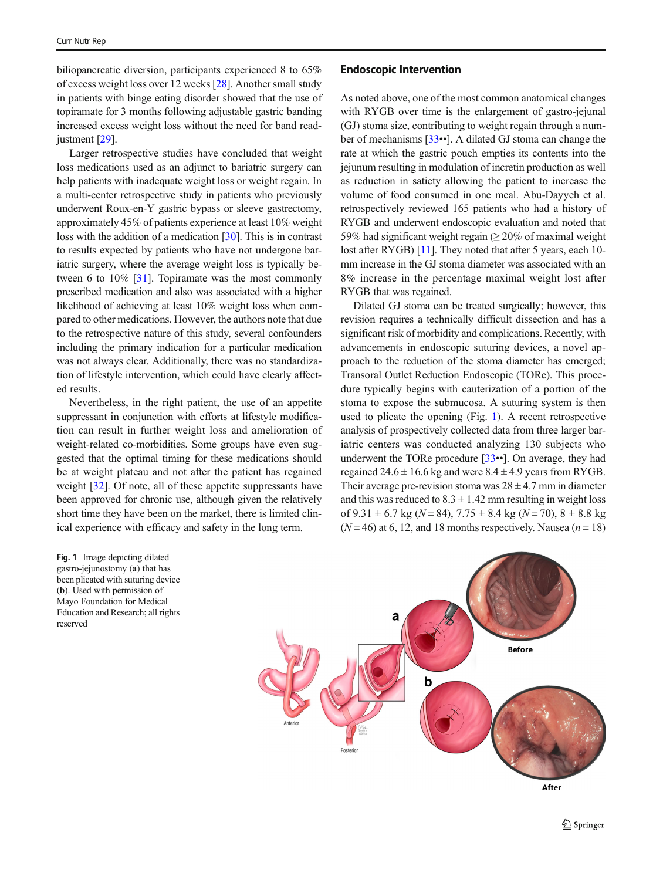biliopancreatic diversion, participants experienced 8 to 65% of excess weight loss over 12 weeks [28]. Another small study in patients with binge eating disorder showed that the use of topiramate for 3 months following adjustable gastric banding increased excess weight loss without the need for band readjustment [29].

Larger retrospective studies have concluded that weight loss medications used as an adjunct to bariatric surgery can help patients with inadequate weight loss or weight regain. In a multi-center retrospective study in patients who previously underwent Roux-en-Y gastric bypass or sleeve gastrectomy, approximately 45% of patients experience at least 10% weight loss with the addition of a medication [30]. This is in contrast to results expected by patients who have not undergone bariatric surgery, where the average weight loss is typically between 6 to 10% [31]. Topiramate was the most commonly prescribed medication and also was associated with a higher likelihood of achieving at least 10% weight loss when compared to other medications. However, the authors note that due to the retrospective nature of this study, several confounders including the primary indication for a particular medication was not always clear. Additionally, there was no standardization of lifestyle intervention, which could have clearly affected results.

Nevertheless, in the right patient, the use of an appetite suppressant in conjunction with efforts at lifestyle modification can result in further weight loss and amelioration of weight-related co-morbidities. Some groups have even suggested that the optimal timing for these medications should be at weight plateau and not after the patient has regained weight [32]. Of note, all of these appetite suppressants have been approved for chronic use, although given the relatively short time they have been on the market, there is limited clinical experience with efficacy and safety in the long term.

## Endoscopic Intervention

As noted above, one of the most common anatomical changes with RYGB over time is the enlargement of gastro-jejunal (GJ) stoma size, contributing to weight regain through a number of mechanisms [33••]. A dilated GJ stoma can change the rate at which the gastric pouch empties its contents into the jejunum resulting in modulation of incretin production as well as reduction in satiety allowing the patient to increase the volume of food consumed in one meal. Abu-Dayyeh et al. retrospectively reviewed 165 patients who had a history of RYGB and underwent endoscopic evaluation and noted that 59% had significant weight regain (≥ 20% of maximal weight lost after RYGB) [11]. They noted that after 5 years, each 10-mm increase in the GJ stoma diameter was associated with an 8% increase in the percentage maximal weight lost after RYGB that was regained.

Dilated GJ stoma can be treated surgically; however, this revision requires a technically difficult dissection and has a significant risk of morbidity and complications. Recently, with advancements in endoscopic suturing devices, a novel approach to the reduction of the stoma diameter has emerged; Transoral Outlet Reduction Endoscopic (TORe). This procedure typically begins with cauterization of a portion of the stoma to expose the submucosa. A suturing system is then used to plicate the opening (Fig. 1). A recent retrospective analysis of prospectively collected data from three larger bariatric centers was conducted analyzing 130 subjects who underwent the TORe procedure [33••]. On average, they had regained 24.6 ± 16.6 kg and were 8.4 ± 4.9 years from RYGB. Their average pre-revision stoma was 28 ± 4.7 mm in diameter and this was reduced to 8.3 ± 1.42 mm resulting in weight loss of 9.31 ± 6.7 kg ($N = 84$), 7.75 ± 8.4 kg ($N = 70$), 8 ± 8.8 kg ($N = 46$) at 6, 12, and 18 months respectively. Nausea ($n = 18$)

**Fig. 1** Image depicting dilated gastro-jejunostomy (**a**) that has been plicated with suturing device (**b**). Used with permission of Mayo Foundation for Medical Education and Research; all rights reserved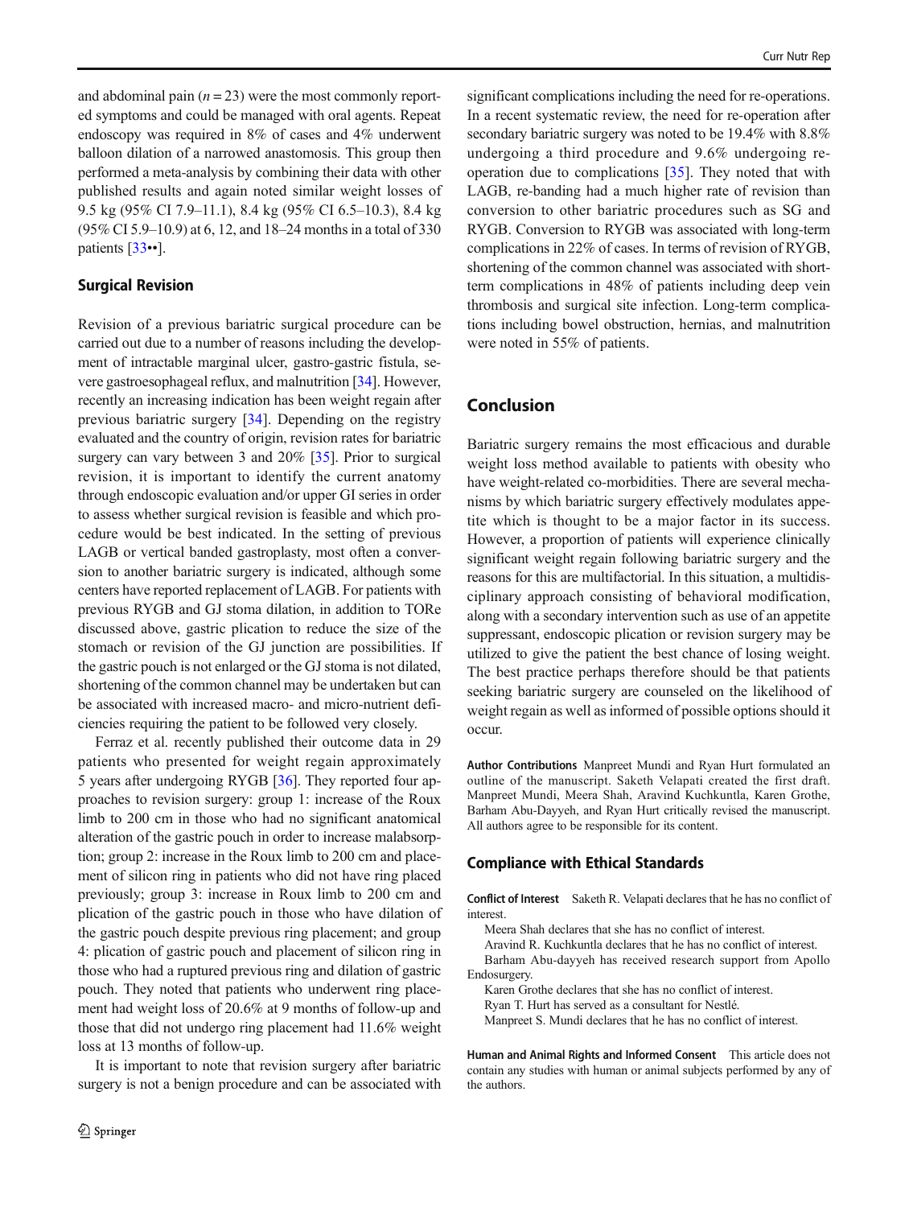and abdominal pain ($n = 23$) were the most commonly reported symptoms and could be managed with oral agents. Repeat endoscopy was required in 8% of cases and 4% underwent balloon dilation of a narrowed anastomosis. This group then performed a meta-analysis by combining their data with other published results and again noted similar weight losses of 9.5 kg (95% CI 7.9–11.1), 8.4 kg (95% CI 6.5–10.3), 8.4 kg (95% CI 5.9–10.9) at 6, 12, and 18–24 months in a total of 330 patients [33••].

### Surgical Revision

Revision of a previous bariatric surgical procedure can be carried out due to a number of reasons including the development of intractable marginal ulcer, gastro-gastric fistula, severe gastroesophageal reflux, and malnutrition [34]. However, recently an increasing indication has been weight regain after previous bariatric surgery [34]. Depending on the registry evaluated and the country of origin, revision rates for bariatric surgery can vary between 3 and 20% [35]. Prior to surgical revision, it is important to identify the current anatomy through endoscopic evaluation and/or upper GI series in order to assess whether surgical revision is feasible and which procedure would be best indicated. In the setting of previous LAGB or vertical banded gastroplasty, most often a conversion to another bariatric surgery is indicated, although some centers have reported replacement of LAGB. For patients with previous RYGB and GJ stoma dilation, in addition to TORe discussed above, gastric plication to reduce the size of the stomach or revision of the GJ junction are possibilities. If the gastric pouch is not enlarged or the GJ stoma is not dilated, shortening of the common channel may be undertaken but can be associated with increased macro- and micro-nutrient deficiencies requiring the patient to be followed very closely.

Ferraz et al. recently published their outcome data in 29 patients who presented for weight regain approximately 5 years after undergoing RYGB [36]. They reported four approaches to revision surgery: group 1: increase of the Roux limb to 200 cm in those who had no significant anatomical alteration of the gastric pouch in order to increase malabsorption; group 2: increase in the Roux limb to 200 cm and placement of silicon ring in patients who did not have ring placed previously; group 3: increase in Roux limb to 200 cm and plication of the gastric pouch in those who have dilation of the gastric pouch despite previous ring placement; and group 4: plication of gastric pouch and placement of silicon ring in those who had a ruptured previous ring and dilation of gastric pouch. They noted that patients who underwent ring placement had weight loss of 20.6% at 9 months of follow-up and those that did not undergo ring placement had 11.6% weight loss at 13 months of follow-up.

It is important to note that revision surgery after bariatric surgery is not a benign procedure and can be associated with significant complications including the need for re-operations. In a recent systematic review, the need for re-operation after secondary bariatric surgery was noted to be 19.4% with 8.8% undergoing a third procedure and 9.6% undergoing re-operation due to complications [35]. They noted that with LAGB, re-banding had a much higher rate of revision than conversion to other bariatric procedures such as SG and RYGB. Conversion to RYGB was associated with long-term complications in 22% of cases. In terms of revision of RYGB, shortening of the common channel was associated with short-term complications in 48% of patients including deep vein thrombosis and surgical site infection. Long-term complications including bowel obstruction, hernias, and malnutrition were noted in 55% of patients.

## Conclusion

Bariatric surgery remains the most efficacious and durable weight loss method available to patients with obesity who have weight-related co-morbidities. There are several mechanisms by which bariatric surgery effectively modulates appetite which is thought to be a major factor in its success. However, a proportion of patients will experience clinically significant weight regain following bariatric surgery and the reasons for this are multifactorial. In this situation, a multidisciplinary approach consisting of behavioral modification, along with a secondary intervention such as use of an appetite suppressant, endoscopic plication or revision surgery may be utilized to give the patient the best chance of losing weight. The best practice perhaps therefore should be that patients seeking bariatric surgery are counseled on the likelihood of weight regain as well as informed of possible options should it occur.

**Author Contributions** Manpreet Mundi and Ryan Hurt formulated an outline of the manuscript. Saketh Velapati created the first draft. Manpreet Mundi, Meera Shah, Aravind Kuchkuntla, Karen Grothe, Barham Abu-Dayyeh, and Ryan Hurt critically revised the manuscript. All authors agree to be responsible for its content.

## Compliance with Ethical Standards

**Conflict of Interest** Saketh R. Velapati declares that he has no conflict of interest.

Meera Shah declares that she has no conflict of interest.

Aravind R. Kuchkuntla declares that he has no conflict of interest.

Barham Abu-dayyeh has received research support from Apollo Endosurgery.

Karen Grothe declares that she has no conflict of interest.

Ryan T. Hurt has served as a consultant for Nestlé.

Manpreet S. Mundi declares that he has no conflict of interest.

**Human and Animal Rights and Informed Consent** This article does not contain any studies with human or animal subjects performed by any of the authors.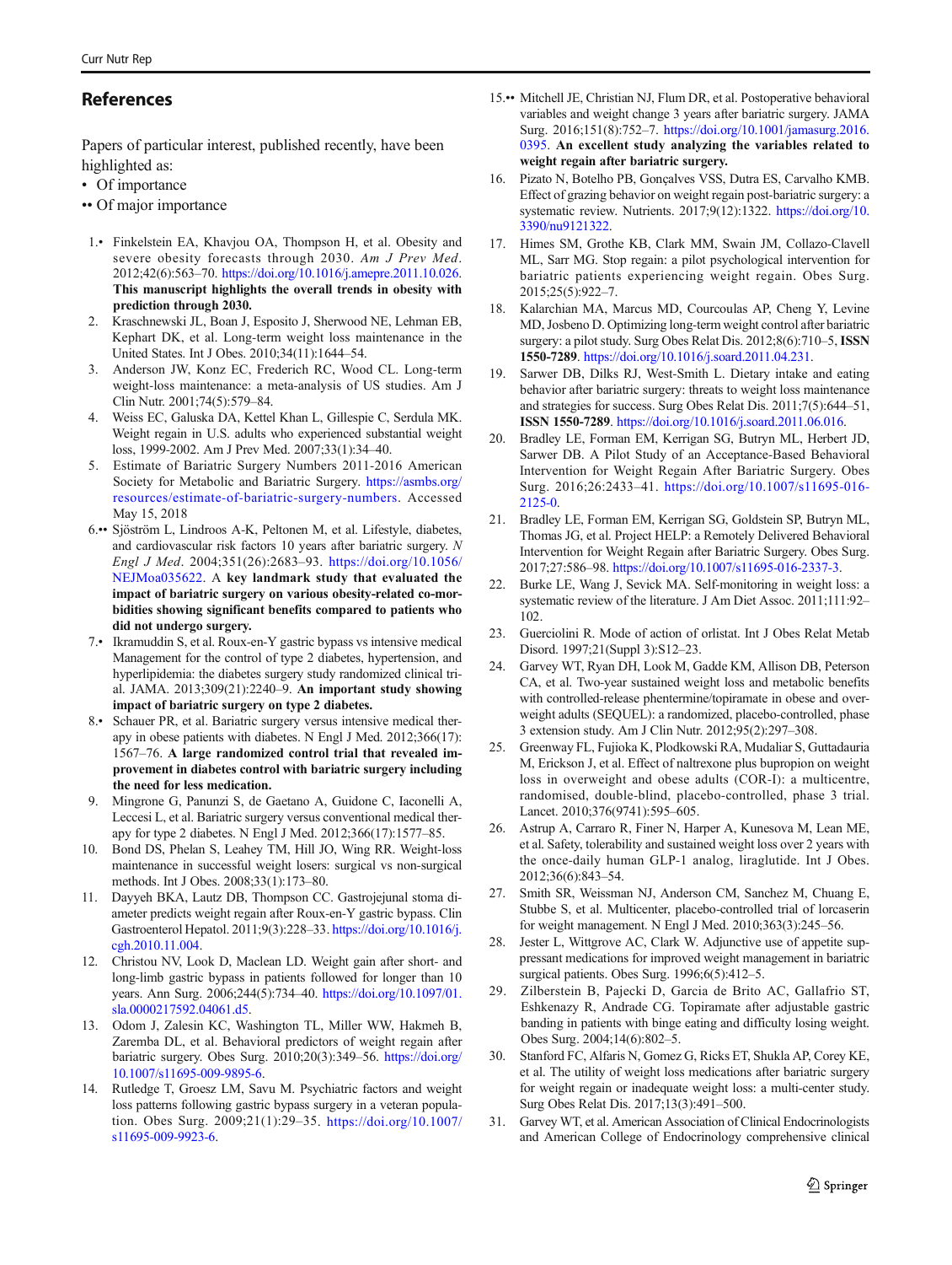## References

Papers of particular interest, published recently, have been highlighted as:

- • Of importance
- •• Of major importance

1.• Finkelstein EA, Khavjou OA, Thompson H, et al. Obesity and severe obesity forecasts through 2030. *Am J Prev Med*. 2012;42(6):563–70. https://doi.org/10.1016/j.amepre.2011.10.026. **This manuscript highlights the overall trends in obesity with prediction through 2030.**
2. Kraschnewski JL, Boan J, Esposito J, Sherwood NE, Lehman EB, Kephart DK, et al. Long-term weight loss maintenance in the United States. Int J Obes. 2010;34(11):1644–54.
3. Anderson JW, Konz EC, Frederich RC, Wood CL. Long-term weight-loss maintenance: a meta-analysis of US studies. Am J Clin Nutr. 2001;74(5):579–84.
4. Weiss EC, Galuska DA, Kettel Khan L, Gillespie C, Serdula MK. Weight regain in U.S. adults who experienced substantial weight loss, 1999-2002. Am J Prev Med. 2007;33(1):34–40.
5. Estimate of Bariatric Surgery Numbers 2011-2016 American Society for Metabolic and Bariatric Surgery. https://asmbs.org/resources/estimate-of-bariatric-surgery-numbers. Accessed May 15, 2018
6.•• Sjöström L, Lindroos A-K, Peltonen M, et al. Lifestyle, diabetes, and cardiovascular risk factors 10 years after bariatric surgery. *N Engl J Med*. 2004;351(26):2683–93. https://doi.org/10.1056/NEJMoa035622. A **key landmark study that evaluated the impact of bariatric surgery on various obesity-related co-morbidities showing significant benefits compared to patients who did not undergo surgery.**
7.• Ikramuddin S, et al. Roux-en-Y gastric bypass vs intensive medical Management for the control of type 2 diabetes, hypertension, and hyperlipidemia: the diabetes surgery study randomized clinical trial. JAMA. 2013;309(21):2240–9. **An important study showing impact of bariatric surgery on type 2 diabetes.**
8.• Schauer PR, et al. Bariatric surgery versus intensive medical therapy in obese patients with diabetes. N Engl J Med. 2012;366(17):1567–76. **A large randomized control trial that revealed improvement in diabetes control with bariatric surgery including the need for less medication.**
9. Mingrone G, Panunzi S, de Gaetano A, Guidone C, Iaconelli A, Leccesi L, et al. Bariatric surgery versus conventional medical therapy for type 2 diabetes. N Engl J Med. 2012;366(17):1577–85.
10. Bond DS, Phelan S, Leahey TM, Hill JO, Wing RR. Weight-loss maintenance in successful weight losers: surgical vs non-surgical methods. Int J Obes. 2008;33(1):173–80.
11. Dayyeh BKA, Lautz DB, Thompson CC. Gastrojejunal stoma diameter predicts weight regain after Roux-en-Y gastric bypass. Clin Gastroenterol Hepatol. 2011;9(3):228–33. https://doi.org/10.1016/j.cgh.2010.11.004.
12. Christou NV, Look D, Maclean LD. Weight gain after short- and long-limb gastric bypass in patients followed for longer than 10 years. Ann Surg. 2006;244(5):734–40. https://doi.org/10.1097/01.sla.0000217592.04061.d5.
13. Odom J, Zalesin KC, Washington TL, Miller WW, Hakmeh B, Zaremba DL, et al. Behavioral predictors of weight regain after bariatric surgery. Obes Surg. 2010;20(3):349–56. https://doi.org/10.1007/s11695-009-9895-6.
14. Rutledge T, Groesz LM, Savu M. Psychiatric factors and weight loss patterns following gastric bypass surgery in a veteran population. Obes Surg. 2009;21(1):29–35. https://doi.org/10.1007/s11695-009-9923-6.
15.•• Mitchell JE, Christian NJ, Flum DR, et al. Postoperative behavioral variables and weight change 3 years after bariatric surgery. JAMA Surg. 2016;151(8):752–7. https://doi.org/10.1001/jamasurg.2016.0395. **An excellent study analyzing the variables related to weight regain after bariatric surgery.**
16. Pizato N, Botelho PB, Gonçalves VSS, Dutra ES, Carvalho KMB. Effect of grazing behavior on weight regain post-bariatric surgery: a systematic review. Nutrients. 2017;9(12):1322. https://doi.org/10.3390/nu9121322.
17. Himes SM, Grothe KB, Clark MM, Swain JM, Collazo-Clavell ML, Sarr MG. Stop regain: a pilot psychological intervention for bariatric patients experiencing weight regain. Obes Surg. 2015;25(5):922–7.
18. Kalarchian MA, Marcus MD, Courcoulas AP, Cheng Y, Levine MD, Josbeno D. Optimizing long-term weight control after bariatric surgery: a pilot study. Surg Obes Relat Dis. 2012;8(6):710–5, **ISSN 1550-7289**. https://doi.org/10.1016/j.soard.2011.04.231.
19. Sarwer DB, Dilks RJ, West-Smith L. Dietary intake and eating behavior after bariatric surgery: threats to weight loss maintenance and strategies for success. Surg Obes Relat Dis. 2011;7(5):644–51, **ISSN 1550-7289**. https://doi.org/10.1016/j.soard.2011.06.016.
20. Bradley LE, Forman EM, Kerrigan SG, Butryn ML, Herbert JD, Sarwer DB. A Pilot Study of an Acceptance-Based Behavioral Intervention for Weight Regain After Bariatric Surgery. Obes Surg. 2016;26:2433–41. https://doi.org/10.1007/s11695-016-2125-0.
21. Bradley LE, Forman EM, Kerrigan SG, Goldstein SP, Butryn ML, Thomas JG, et al. Project HELP: a Remotely Delivered Behavioral Intervention for Weight Regain after Bariatric Surgery. Obes Surg. 2017;27:586–98. https://doi.org/10.1007/s11695-016-2337-3.
22. Burke LE, Wang J, Sevick MA. Self-monitoring in weight loss: a systematic review of the literature. J Am Diet Assoc. 2011;111:92–102.
23. Guerciolini R. Mode of action of orlistat. Int J Obes Relat Metab Disord. 1997;21(Suppl 3):S12–23.
24. Garvey WT, Ryan DH, Look M, Gadde KM, Allison DB, Peterson CA, et al. Two-year sustained weight loss and metabolic benefits with controlled-release phentermine/topiramate in obese and overweight adults (SEQUEL): a randomized, placebo-controlled, phase 3 extension study. Am J Clin Nutr. 2012;95(2):297–308.
25. Greenway FL, Fujioka K, Plodkowski RA, Mudaliar S, Guttadauria M, Erickson J, et al. Effect of naltrexone plus bupropion on weight loss in overweight and obese adults (COR-I): a multicentre, randomised, double-blind, placebo-controlled, phase 3 trial. Lancet. 2010;376(9741):595–605.
26. Astrup A, Carraro R, Finer N, Harper A, Kunesova M, Lean ME, et al. Safety, tolerability and sustained weight loss over 2 years with the once-daily human GLP-1 analog, liraglutide. Int J Obes. 2012;36(6):843–54.
27. Smith SR, Weissman NJ, Anderson CM, Sanchez M, Chuang E, Stubbe S, et al. Multicenter, placebo-controlled trial of lorcaserin for weight management. N Engl J Med. 2010;363(3):245–56.
28. Jester L, Wittgrove AC, Clark W. Adjunctive use of appetite suppressant medications for improved weight management in bariatric surgical patients. Obes Surg. 1996;6(5):412–5.
29. Zilberstein B, Pajecki D, Garcia de Brito AC, Gallafrio ST, Eshkenazy R, Andrade CG. Topiramate after adjustable gastric banding in patients with binge eating and difficulty losing weight. Obes Surg. 2004;14(6):802–5.
30. Stanford FC, Alfaris N, Gomez G, Ricks ET, Shukla AP, Corey KE, et al. The utility of weight loss medications after bariatric surgery for weight regain or inadequate weight loss: a multi-center study. Surg Obes Relat Dis. 2017;13(3):491–500.
31. Garvey WT, et al. American Association of Clinical Endocrinologists and American College of Endocrinology comprehensive clinical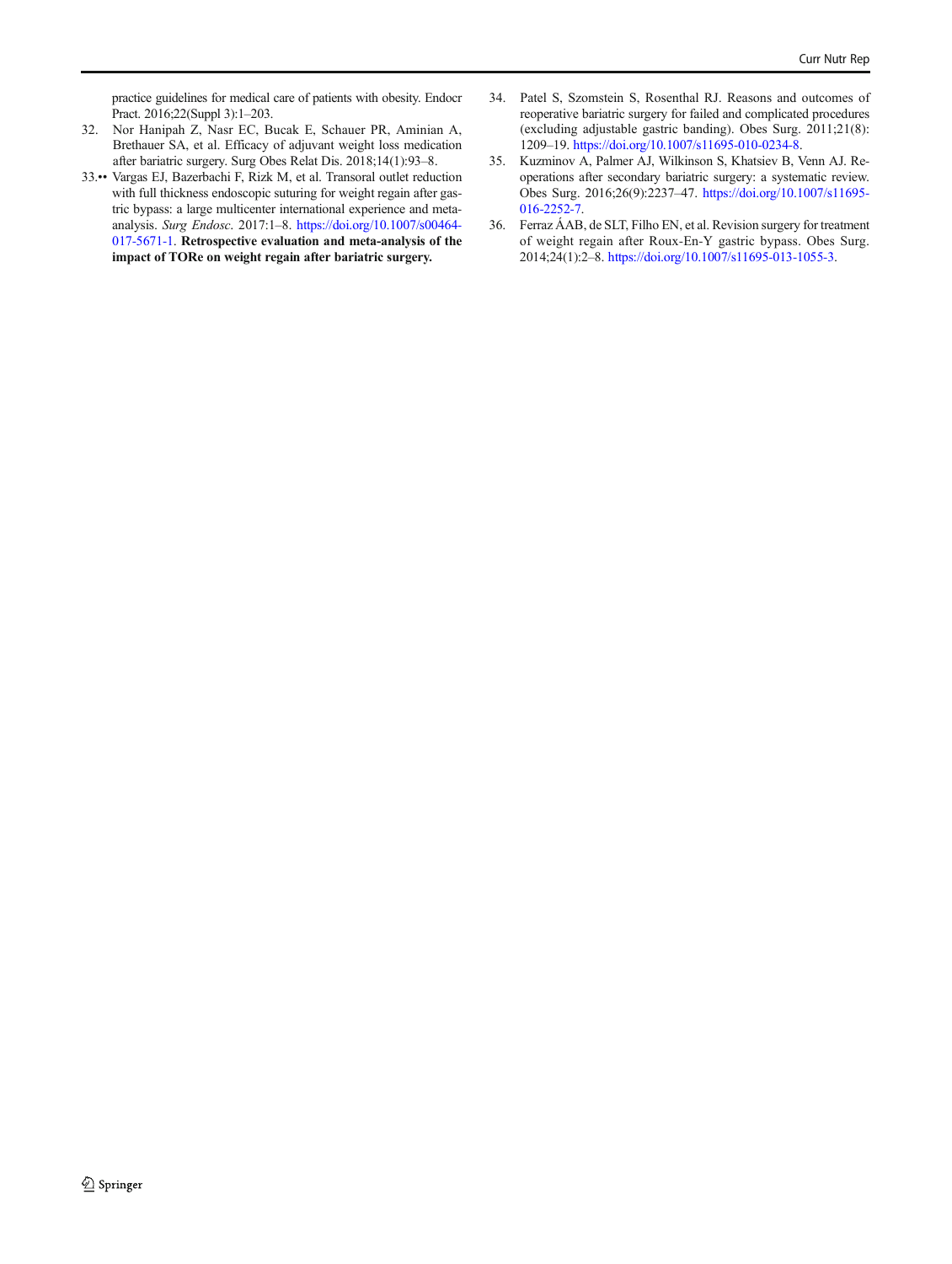practice guidelines for medical care of patients with obesity. Endocr Pract. 2016;22(Suppl 3):1–203.

32. Nor Hanipah Z, Nasr EC, Bucak E, Schauer PR, Aminian A, Brethauer SA, et al. Efficacy of adjuvant weight loss medication after bariatric surgery. Surg Obes Relat Dis. 2018;14(1):93–8.

33.•• Vargas EJ, Bazerbachi F, Rizk M, et al. Transoral outlet reduction with full thickness endoscopic suturing for weight regain after gastric bypass: a large multicenter international experience and meta-analysis. *Surg Endosc*. 2017:1–8. https://doi.org/10.1007/s00464-017-5671-1. **Retrospective evaluation and meta-analysis of the impact of TORe on weight regain after bariatric surgery.**

34. Patel S, Szomstein S, Rosenthal RJ. Reasons and outcomes of reoperative bariatric surgery for failed and complicated procedures (excluding adjustable gastric banding). Obes Surg. 2011;21(8):1209–19. https://doi.org/10.1007/s11695-010-0234-8.

35. Kuzminov A, Palmer AJ, Wilkinson S, Khatsiev B, Venn AJ. Re-operations after secondary bariatric surgery: a systematic review. Obes Surg. 2016;26(9):2237–47. https://doi.org/10.1007/s11695-016-2252-7.

36. Ferraz ÁAB, de SLT, Filho EN, et al. Revision surgery for treatment of weight regain after Roux-En-Y gastric bypass. Obes Surg. 2014;24(1):2–8. https://doi.org/10.1007/s11695-013-1055-3.